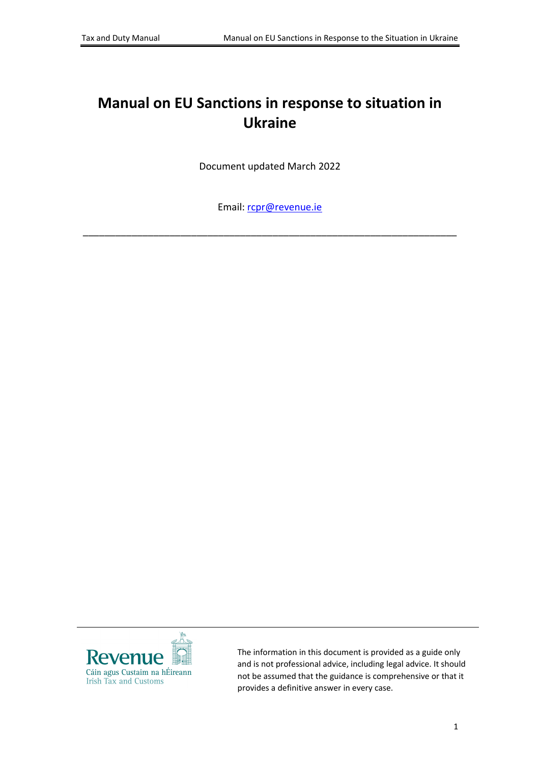# Manual on EU Sanctions in response to situation in Ukraine

Document updated March 2022

Email: [rcpr@revenue.ie](mailto:rcpr@revenue.ie)

---

Revenue
Cáin agus Custaim na hÉireann
Irish Tax and Customs

The information in this document is provided as a guide only and is not professional advice, including legal advice. It should not be assumed that the guidance is comprehensive or that it provides a definitive answer in every case.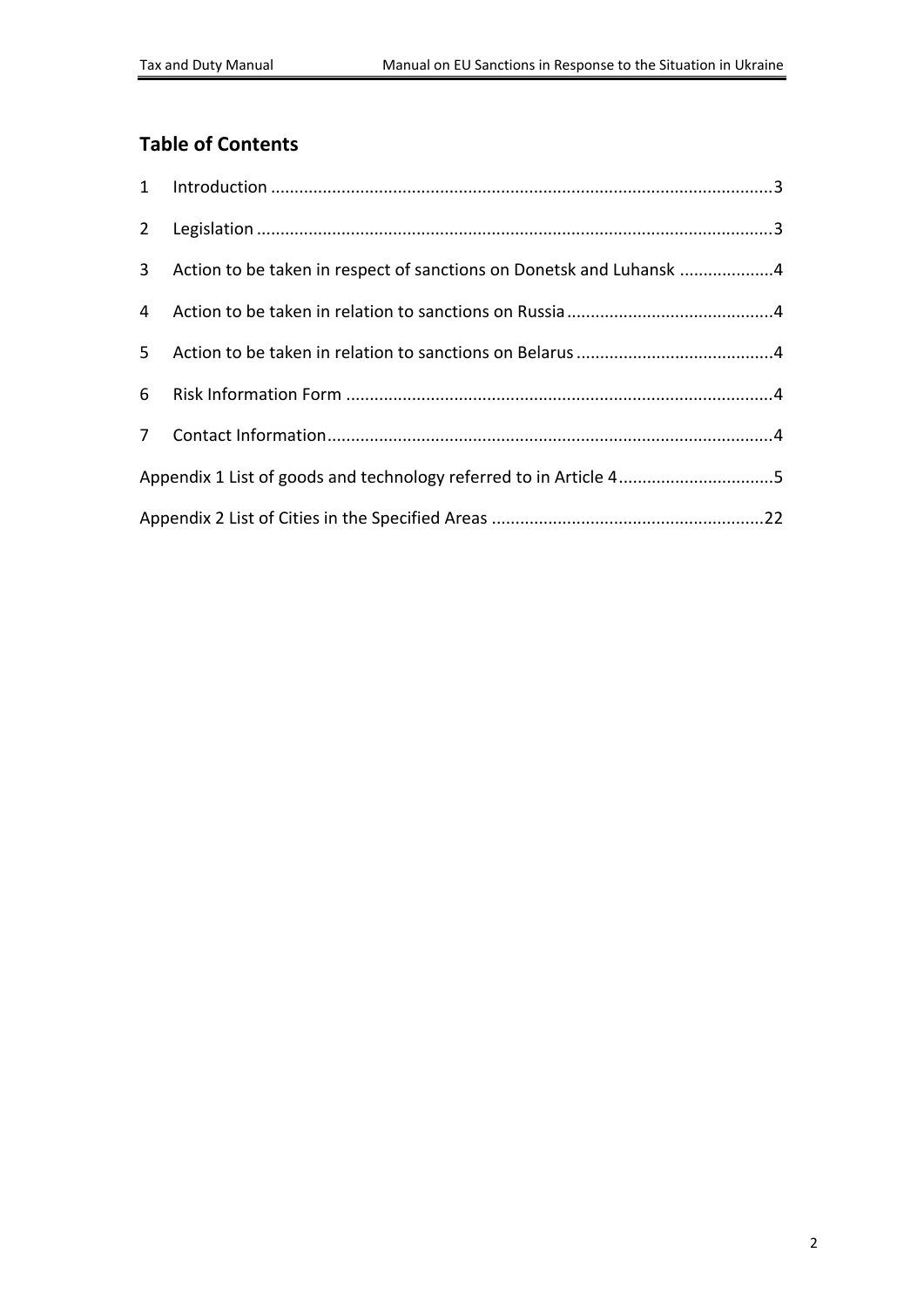## Table of Contents

1 Introduction ..........................................................................................................3

2 Legislation .............................................................................................................3

3 Action to be taken in respect of sanctions on Donetsk and Luhansk ....................4

4 Action to be taken in relation to sanctions on Russia ............................................4

5 Action to be taken in relation to sanctions on Belarus ..........................................4

6 Risk Information Form ..........................................................................................4

7 Contact Information..............................................................................................4

Appendix 1 List of goods and technology referred to in Article 4.................................5

Appendix 2 List of Cities in the Specified Areas ..........................................................22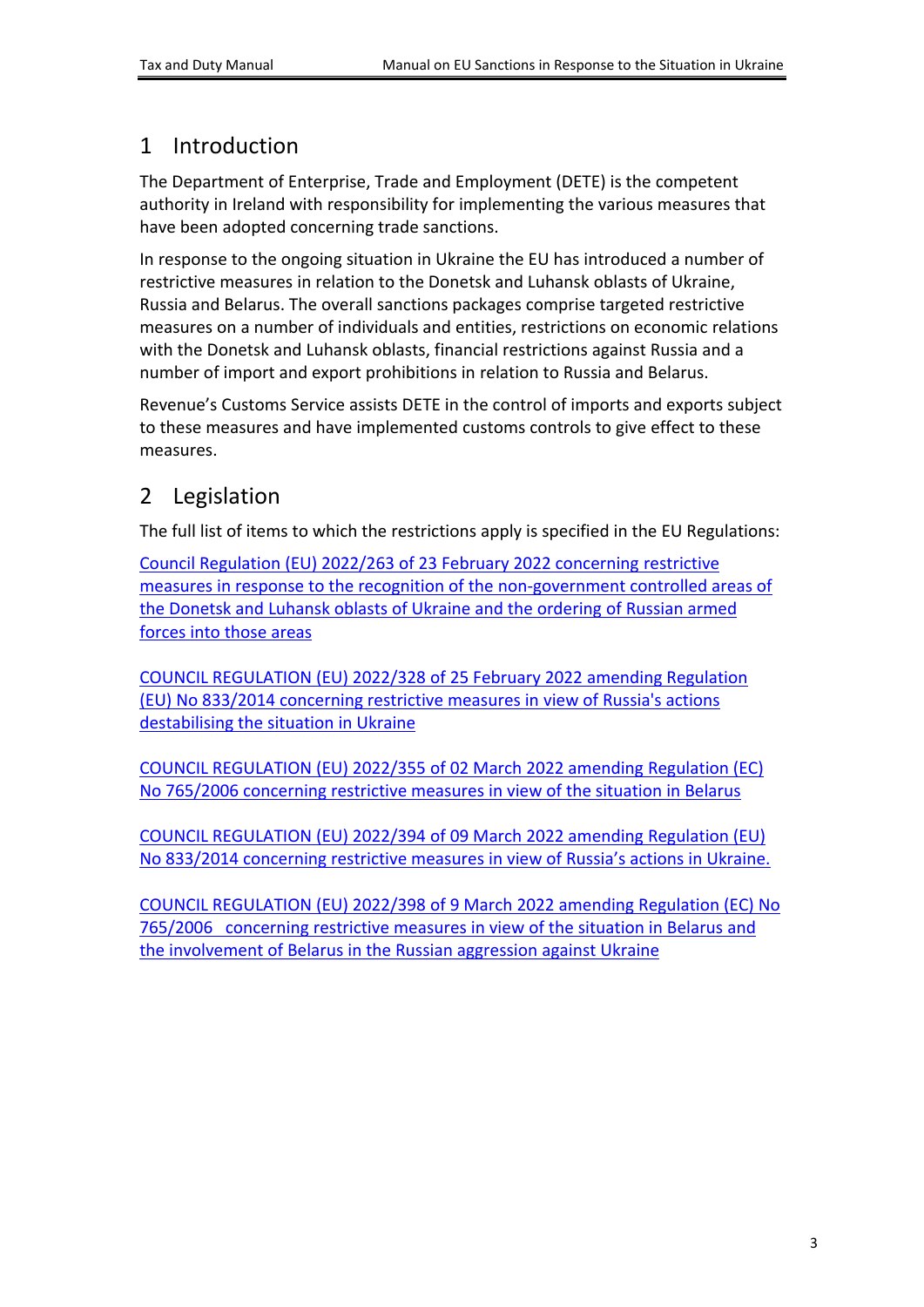# 1 Introduction

The Department of Enterprise, Trade and Employment (DETE) is the competent authority in Ireland with responsibility for implementing the various measures that have been adopted concerning trade sanctions.

In response to the ongoing situation in Ukraine the EU has introduced a number of restrictive measures in relation to the Donetsk and Luhansk oblasts of Ukraine, Russia and Belarus. The overall sanctions packages comprise targeted restrictive measures on a number of individuals and entities, restrictions on economic relations with the Donetsk and Luhansk oblasts, financial restrictions against Russia and a number of import and export prohibitions in relation to Russia and Belarus.

Revenue's Customs Service assists DETE in the control of imports and exports subject to these measures and have implemented customs controls to give effect to these measures.

# 2 Legislation

The full list of items to which the restrictions apply is specified in the EU Regulations:

Council Regulation (EU) 2022/263 of 23 February 2022 concerning restrictive measures in response to the recognition of the non-government controlled areas of the Donetsk and Luhansk oblasts of Ukraine and the ordering of Russian armed forces into those areas

COUNCIL REGULATION (EU) 2022/328 of 25 February 2022 amending Regulation (EU) No 833/2014 concerning restrictive measures in view of Russia's actions destabilising the situation in Ukraine

COUNCIL REGULATION (EU) 2022/355 of 02 March 2022 amending Regulation (EC) No 765/2006 concerning restrictive measures in view of the situation in Belarus

COUNCIL REGULATION (EU) 2022/394 of 09 March 2022 amending Regulation (EU) No 833/2014 concerning restrictive measures in view of Russia's actions in Ukraine.

COUNCIL REGULATION (EU) 2022/398 of 9 March 2022 amending Regulation (EC) No 765/2006 concerning restrictive measures in view of the situation in Belarus and the involvement of Belarus in the Russian aggression against Ukraine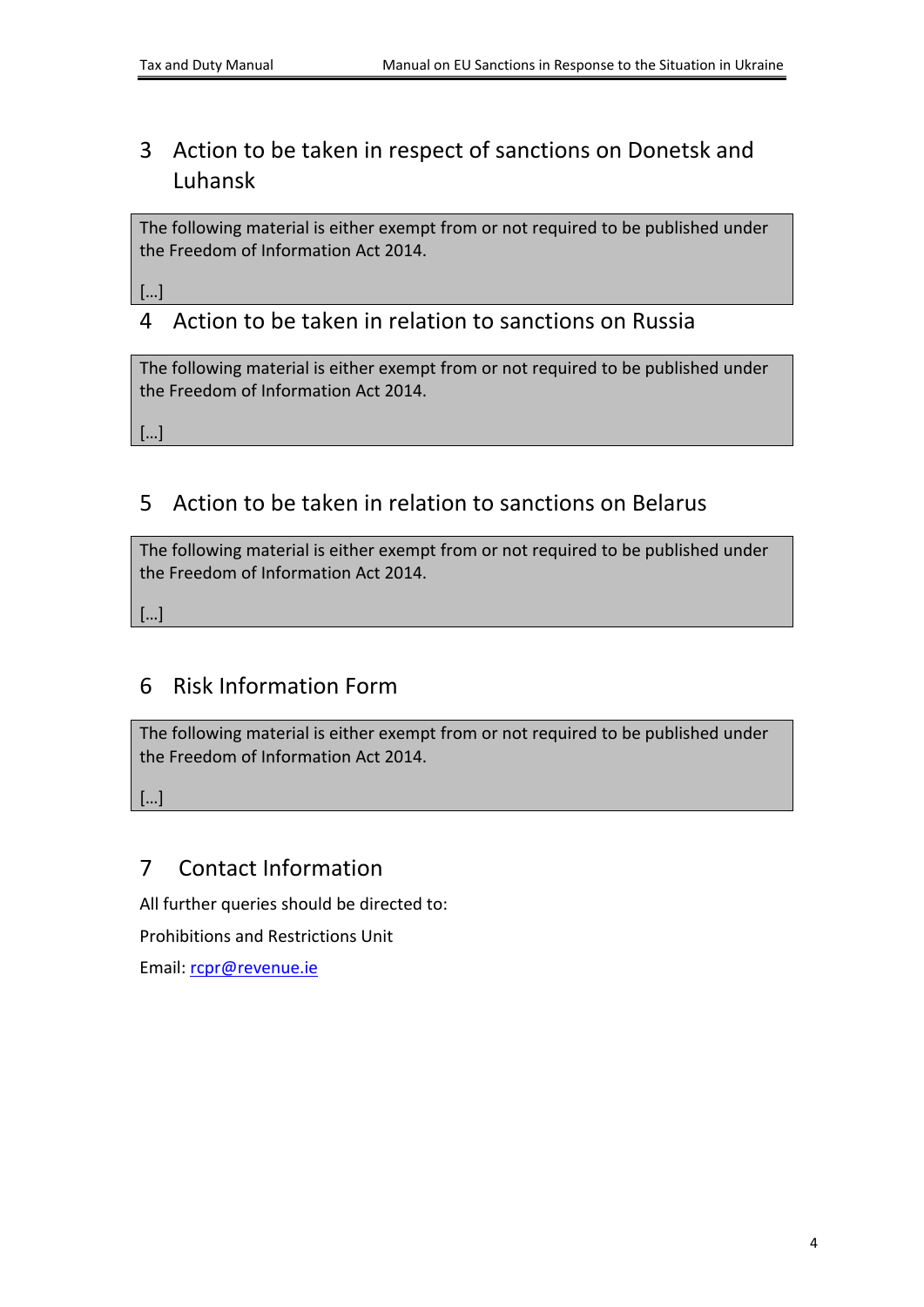# 3 Action to be taken in respect of sanctions on Donetsk and Luhansk

The following material is either exempt from or not required to be published under the Freedom of Information Act 2014.

[…]

# 4 Action to be taken in relation to sanctions on Russia

The following material is either exempt from or not required to be published under the Freedom of Information Act 2014.

[…]

# 5 Action to be taken in relation to sanctions on Belarus

The following material is either exempt from or not required to be published under the Freedom of Information Act 2014.

[…]

# 6 Risk Information Form

The following material is either exempt from or not required to be published under the Freedom of Information Act 2014.

[…]

# 7 Contact Information

All further queries should be directed to:

Prohibitions and Restrictions Unit

Email: rcpr@revenue.ie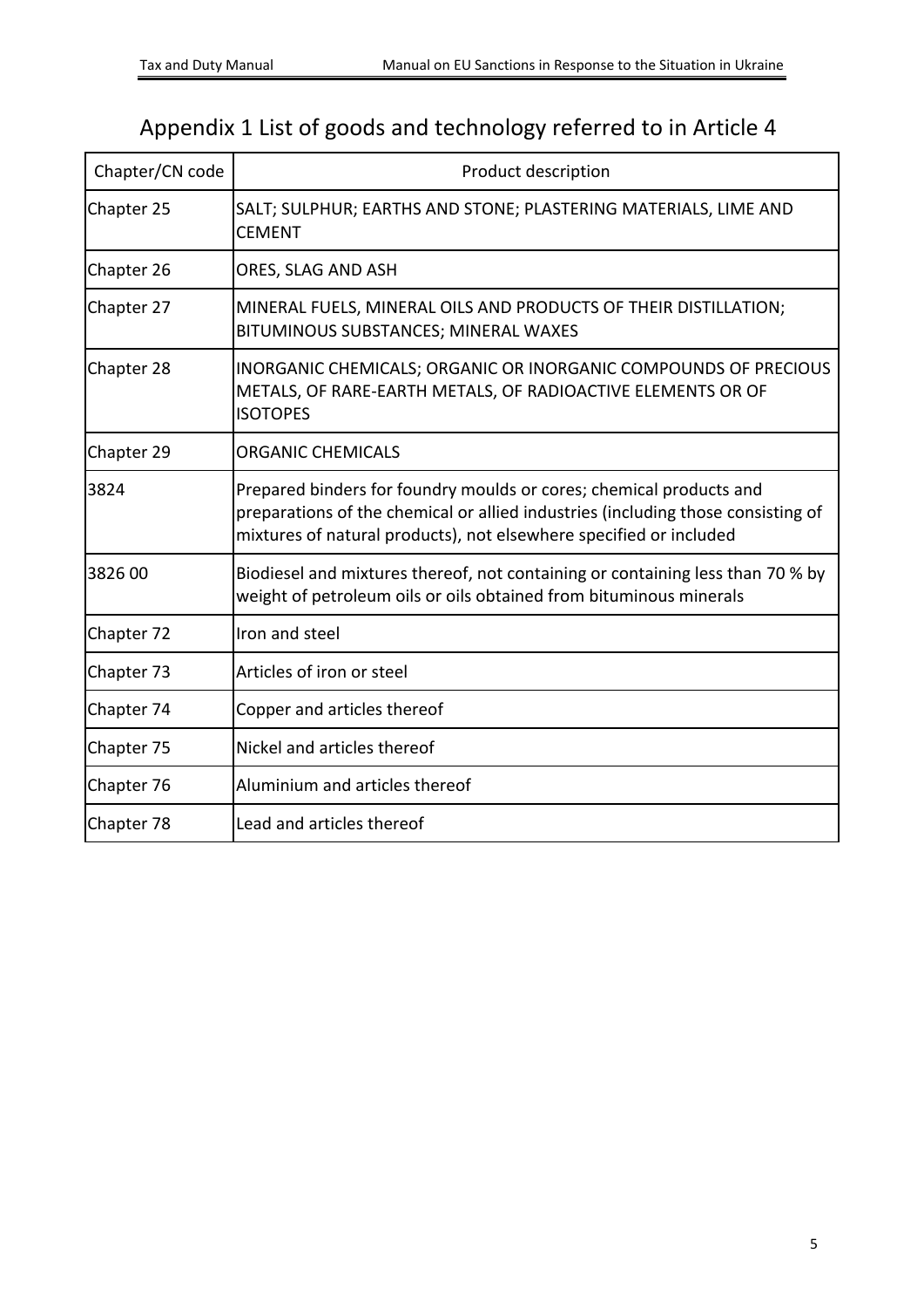# Appendix 1 List of goods and technology referred to in Article 4

| Chapter/CN code | Product description |
|---|---|
| Chapter 25 | SALT; SULPHUR; EARTHS AND STONE; PLASTERING MATERIALS, LIME AND CEMENT |
| Chapter 26 | ORES, SLAG AND ASH |
| Chapter 27 | MINERAL FUELS, MINERAL OILS AND PRODUCTS OF THEIR DISTILLATION; BITUMINOUS SUBSTANCES; MINERAL WAXES |
| Chapter 28 | INORGANIC CHEMICALS; ORGANIC OR INORGANIC COMPOUNDS OF PRECIOUS METALS, OF RARE-EARTH METALS, OF RADIOACTIVE ELEMENTS OR OF ISOTOPES |
| Chapter 29 | ORGANIC CHEMICALS |
| 3824 | Prepared binders for foundry moulds or cores; chemical products and preparations of the chemical or allied industries (including those consisting of mixtures of natural products), not elsewhere specified or included |
| 3826 00 | Biodiesel and mixtures thereof, not containing or containing less than 70 % by weight of petroleum oils or oils obtained from bituminous minerals |
| Chapter 72 | Iron and steel |
| Chapter 73 | Articles of iron or steel |
| Chapter 74 | Copper and articles thereof |
| Chapter 75 | Nickel and articles thereof |
| Chapter 76 | Aluminium and articles thereof |
| Chapter 78 | Lead and articles thereof |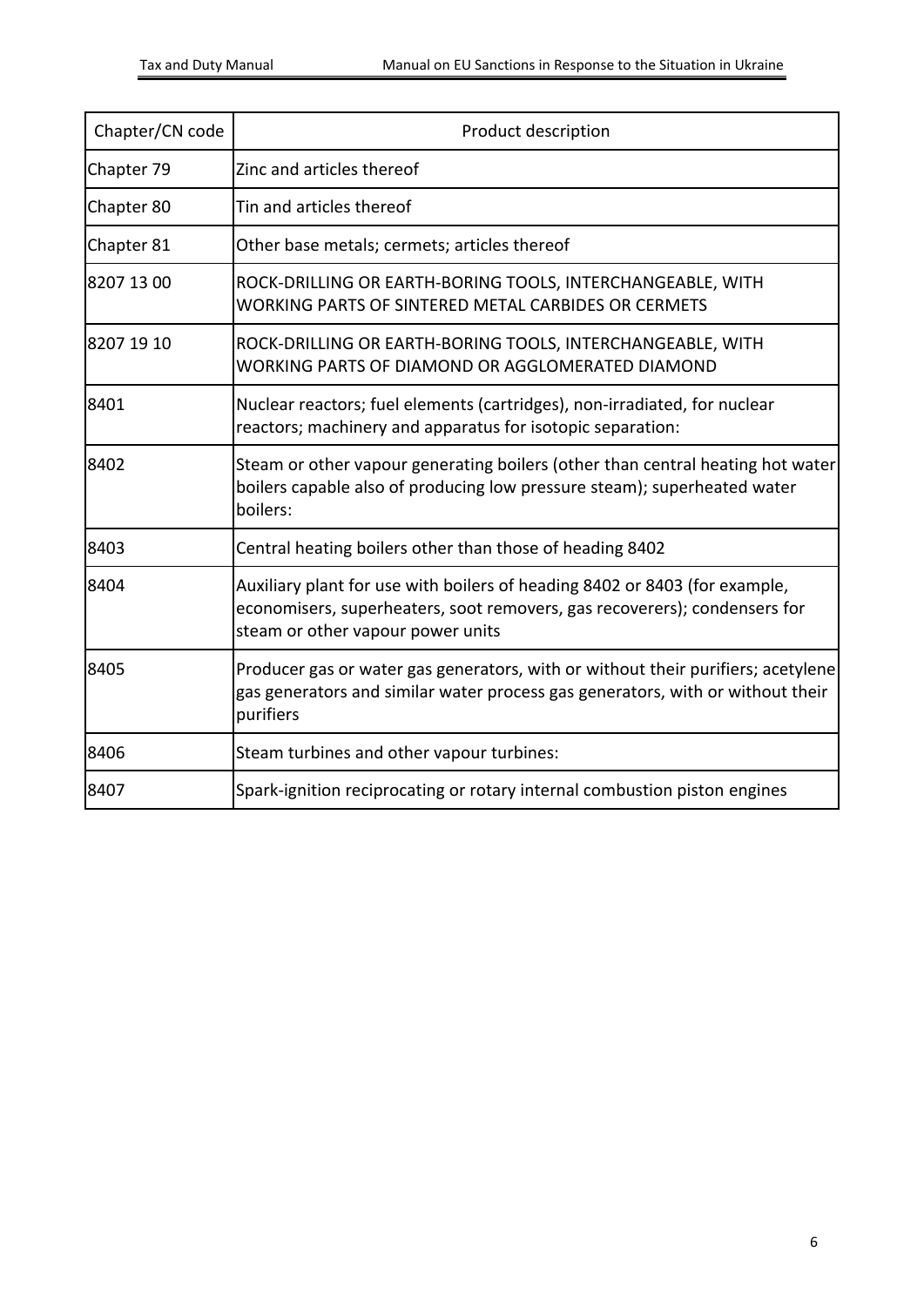| Chapter/CN code | Product description |
|---|---|
| Chapter 79 | Zinc and articles thereof |
| Chapter 80 | Tin and articles thereof |
| Chapter 81 | Other base metals; cermets; articles thereof |
| 8207 13 00 | ROCK-DRILLING OR EARTH-BORING TOOLS, INTERCHANGEABLE, WITH WORKING PARTS OF SINTERED METAL CARBIDES OR CERMETS |
| 8207 19 10 | ROCK-DRILLING OR EARTH-BORING TOOLS, INTERCHANGEABLE, WITH WORKING PARTS OF DIAMOND OR AGGLOMERATED DIAMOND |
| 8401 | Nuclear reactors; fuel elements (cartridges), non-irradiated, for nuclear reactors; machinery and apparatus for isotopic separation: |
| 8402 | Steam or other vapour generating boilers (other than central heating hot water boilers capable also of producing low pressure steam); superheated water boilers: |
| 8403 | Central heating boilers other than those of heading 8402 |
| 8404 | Auxiliary plant for use with boilers of heading 8402 or 8403 (for example, economisers, superheaters, soot removers, gas recoverers); condensers for steam or other vapour power units |
| 8405 | Producer gas or water gas generators, with or without their purifiers; acetylene gas generators and similar water process gas generators, with or without their purifiers |
| 8406 | Steam turbines and other vapour turbines: |
| 8407 | Spark-ignition reciprocating or rotary internal combustion piston engines |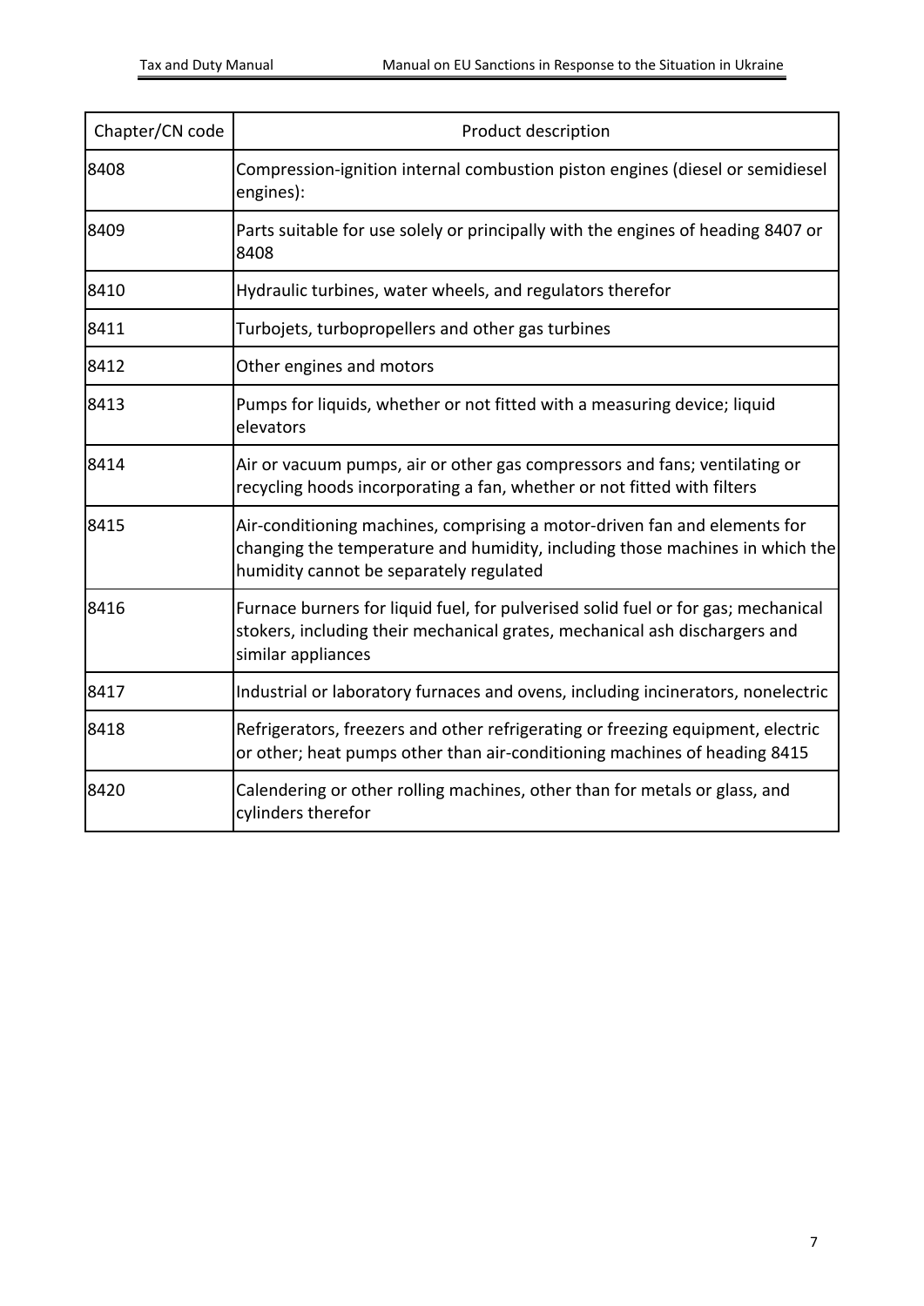| Chapter/CN code | Product description |
| --- | --- |
| 8408 | Compression-ignition internal combustion piston engines (diesel or semidiesel engines): |
| 8409 | Parts suitable for use solely or principally with the engines of heading 8407 or 8408 |
| 8410 | Hydraulic turbines, water wheels, and regulators therefor |
| 8411 | Turbojets, turbopropellers and other gas turbines |
| 8412 | Other engines and motors |
| 8413 | Pumps for liquids, whether or not fitted with a measuring device; liquid elevators |
| 8414 | Air or vacuum pumps, air or other gas compressors and fans; ventilating or recycling hoods incorporating a fan, whether or not fitted with filters |
| 8415 | Air-conditioning machines, comprising a motor-driven fan and elements for changing the temperature and humidity, including those machines in which the humidity cannot be separately regulated |
| 8416 | Furnace burners for liquid fuel, for pulverised solid fuel or for gas; mechanical stokers, including their mechanical grates, mechanical ash dischargers and similar appliances |
| 8417 | Industrial or laboratory furnaces and ovens, including incinerators, nonelectric |
| 8418 | Refrigerators, freezers and other refrigerating or freezing equipment, electric or other; heat pumps other than air-conditioning machines of heading 8415 |
| 8420 | Calendering or other rolling machines, other than for metals or glass, and cylinders therefor |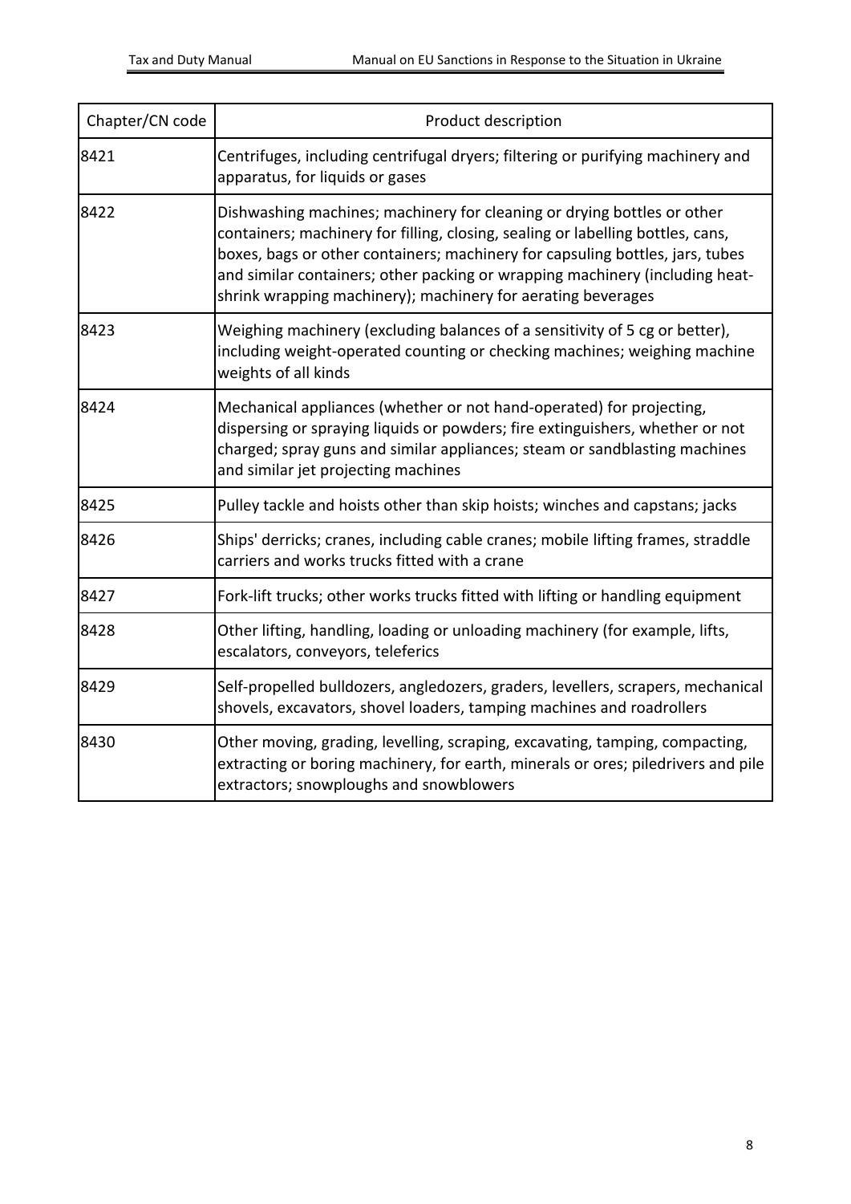| Chapter/CN code | Product description |
| --- | --- |
| 8421 | Centrifuges, including centrifugal dryers; filtering or purifying machinery and apparatus, for liquids or gases |
| 8422 | Dishwashing machines; machinery for cleaning or drying bottles or other containers; machinery for filling, closing, sealing or labelling bottles, cans, boxes, bags or other containers; machinery for capsuling bottles, jars, tubes and similar containers; other packing or wrapping machinery (including heat-shrink wrapping machinery); machinery for aerating beverages |
| 8423 | Weighing machinery (excluding balances of a sensitivity of 5 cg or better), including weight-operated counting or checking machines; weighing machine weights of all kinds |
| 8424 | Mechanical appliances (whether or not hand-operated) for projecting, dispersing or spraying liquids or powders; fire extinguishers, whether or not charged; spray guns and similar appliances; steam or sandblasting machines and similar jet projecting machines |
| 8425 | Pulley tackle and hoists other than skip hoists; winches and capstans; jacks |
| 8426 | Ships' derricks; cranes, including cable cranes; mobile lifting frames, straddle carriers and works trucks fitted with a crane |
| 8427 | Fork-lift trucks; other works trucks fitted with lifting or handling equipment |
| 8428 | Other lifting, handling, loading or unloading machinery (for example, lifts, escalators, conveyors, teleferics |
| 8429 | Self-propelled bulldozers, angledozers, graders, levellers, scrapers, mechanical shovels, excavators, shovel loaders, tamping machines and roadrollers |
| 8430 | Other moving, grading, levelling, scraping, excavating, tamping, compacting, extracting or boring machinery, for earth, minerals or ores; piledrivers and pile extractors; snowploughs and snowblowers |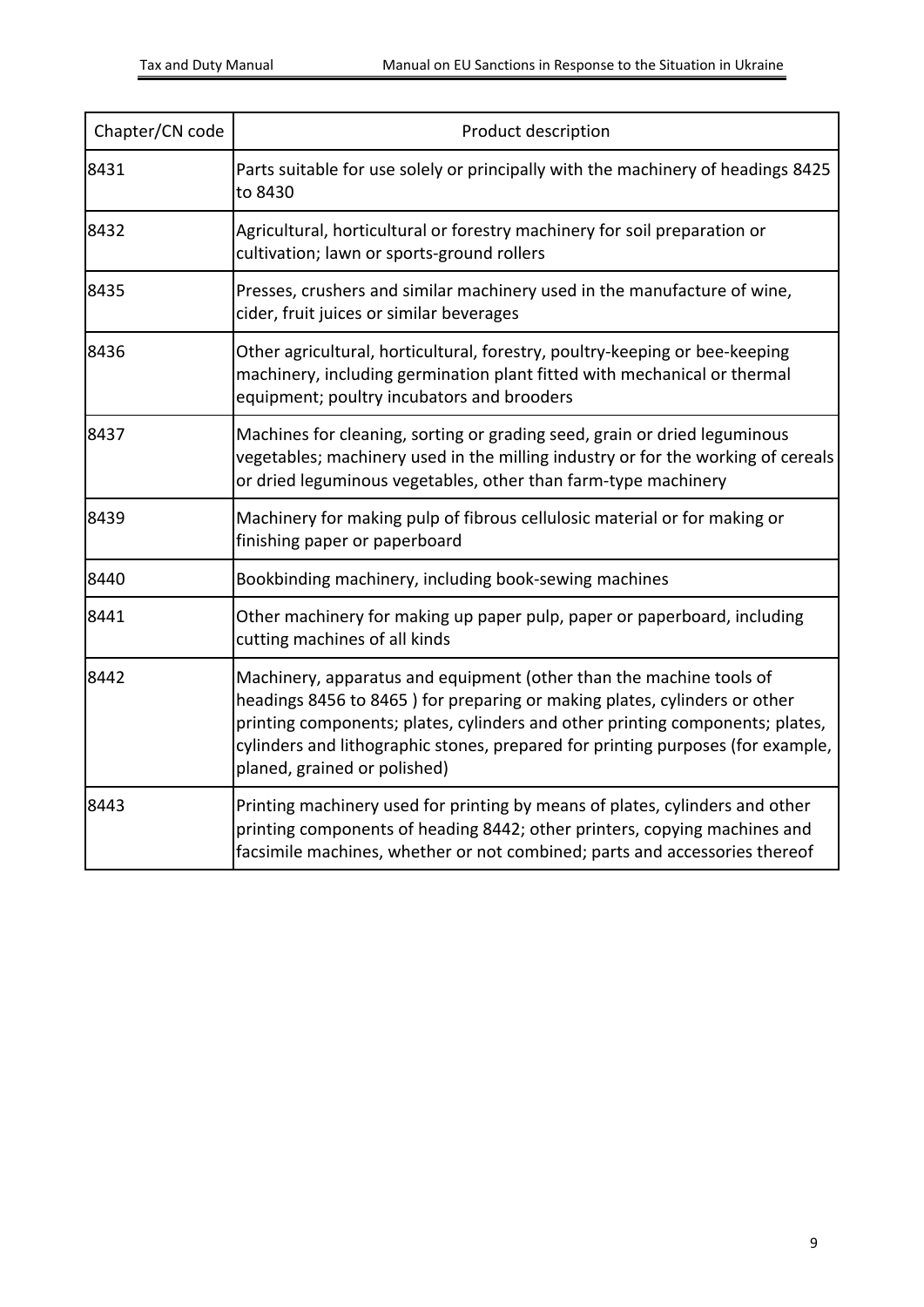| Chapter/CN code | Product description |
|---|---|
| 8431 | Parts suitable for use solely or principally with the machinery of headings 8425 to 8430 |
| 8432 | Agricultural, horticultural or forestry machinery for soil preparation or cultivation; lawn or sports-ground rollers |
| 8435 | Presses, crushers and similar machinery used in the manufacture of wine, cider, fruit juices or similar beverages |
| 8436 | Other agricultural, horticultural, forestry, poultry-keeping or bee-keeping machinery, including germination plant fitted with mechanical or thermal equipment; poultry incubators and brooders |
| 8437 | Machines for cleaning, sorting or grading seed, grain or dried leguminous vegetables; machinery used in the milling industry or for the working of cereals or dried leguminous vegetables, other than farm-type machinery |
| 8439 | Machinery for making pulp of fibrous cellulosic material or for making or finishing paper or paperboard |
| 8440 | Bookbinding machinery, including book-sewing machines |
| 8441 | Other machinery for making up paper pulp, paper or paperboard, including cutting machines of all kinds |
| 8442 | Machinery, apparatus and equipment (other than the machine tools of headings 8456 to 8465 ) for preparing or making plates, cylinders or other printing components; plates, cylinders and other printing components; plates, cylinders and lithographic stones, prepared for printing purposes (for example, planed, grained or polished) |
| 8443 | Printing machinery used for printing by means of plates, cylinders and other printing components of heading 8442; other printers, copying machines and facsimile machines, whether or not combined; parts and accessories thereof |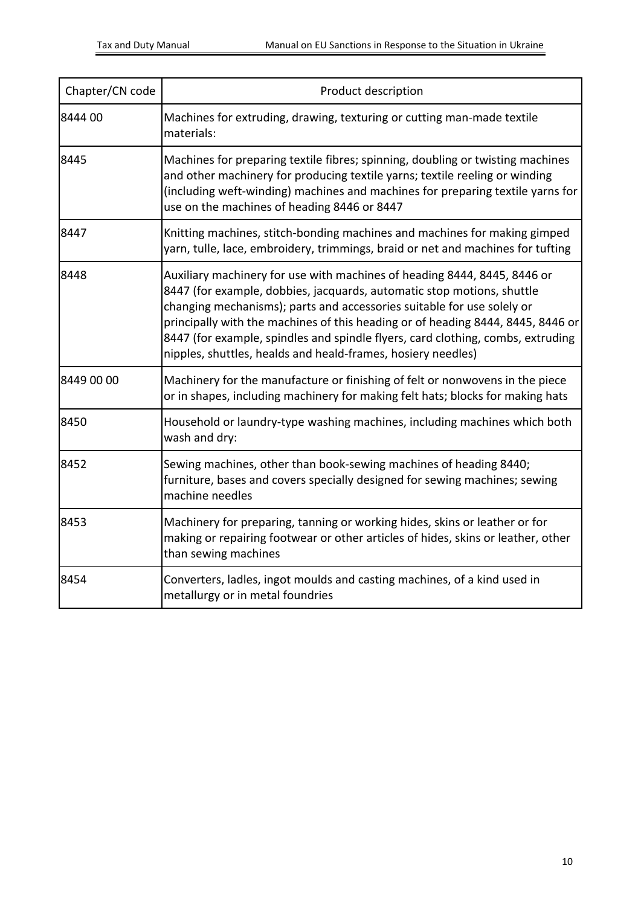| Chapter/CN code | Product description |
|---|---|
| 8444 00 | Machines for extruding, drawing, texturing or cutting man-made textile materials: |
| 8445 | Machines for preparing textile fibres; spinning, doubling or twisting machines and other machinery for producing textile yarns; textile reeling or winding (including weft-winding) machines and machines for preparing textile yarns for use on the machines of heading 8446 or 8447 |
| 8447 | Knitting machines, stitch-bonding machines and machines for making gimped yarn, tulle, lace, embroidery, trimmings, braid or net and machines for tufting |
| 8448 | Auxiliary machinery for use with machines of heading 8444, 8445, 8446 or 8447 (for example, dobbies, jacquards, automatic stop motions, shuttle changing mechanisms); parts and accessories suitable for use solely or principally with the machines of this heading or of heading 8444, 8445, 8446 or 8447 (for example, spindles and spindle flyers, card clothing, combs, extruding nipples, shuttles, healds and heald-frames, hosiery needles) |
| 8449 00 00 | Machinery for the manufacture or finishing of felt or nonwovens in the piece or in shapes, including machinery for making felt hats; blocks for making hats |
| 8450 | Household or laundry-type washing machines, including machines which both wash and dry: |
| 8452 | Sewing machines, other than book-sewing machines of heading 8440; furniture, bases and covers specially designed for sewing machines; sewing machine needles |
| 8453 | Machinery for preparing, tanning or working hides, skins or leather or for making or repairing footwear or other articles of hides, skins or leather, other than sewing machines |
| 8454 | Converters, ladles, ingot moulds and casting machines, of a kind used in metallurgy or in metal foundries |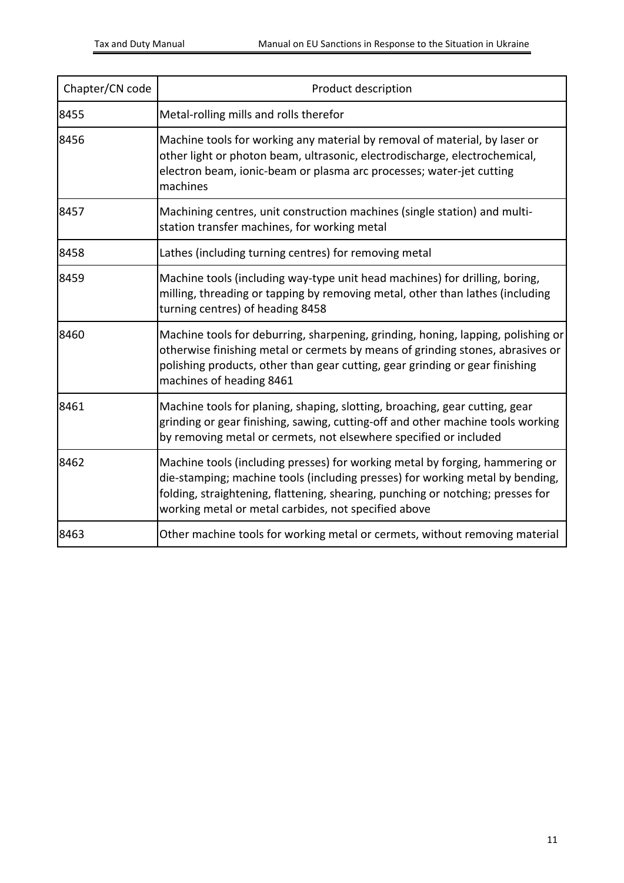| Chapter/CN code | Product description |
|---|---|
| 8455 | Metal-rolling mills and rolls therefor |
| 8456 | Machine tools for working any material by removal of material, by laser or other light or photon beam, ultrasonic, electrodischarge, electrochemical, electron beam, ionic-beam or plasma arc processes; water-jet cutting machines |
| 8457 | Machining centres, unit construction machines (single station) and multi-station transfer machines, for working metal |
| 8458 | Lathes (including turning centres) for removing metal |
| 8459 | Machine tools (including way-type unit head machines) for drilling, boring, milling, threading or tapping by removing metal, other than lathes (including turning centres) of heading 8458 |
| 8460 | Machine tools for deburring, sharpening, grinding, honing, lapping, polishing or otherwise finishing metal or cermets by means of grinding stones, abrasives or polishing products, other than gear cutting, gear grinding or gear finishing machines of heading 8461 |
| 8461 | Machine tools for planing, shaping, slotting, broaching, gear cutting, gear grinding or gear finishing, sawing, cutting-off and other machine tools working by removing metal or cermets, not elsewhere specified or included |
| 8462 | Machine tools (including presses) for working metal by forging, hammering or die-stamping; machine tools (including presses) for working metal by bending, folding, straightening, flattening, shearing, punching or notching; presses for working metal or metal carbides, not specified above |
| 8463 | Other machine tools for working metal or cermets, without removing material |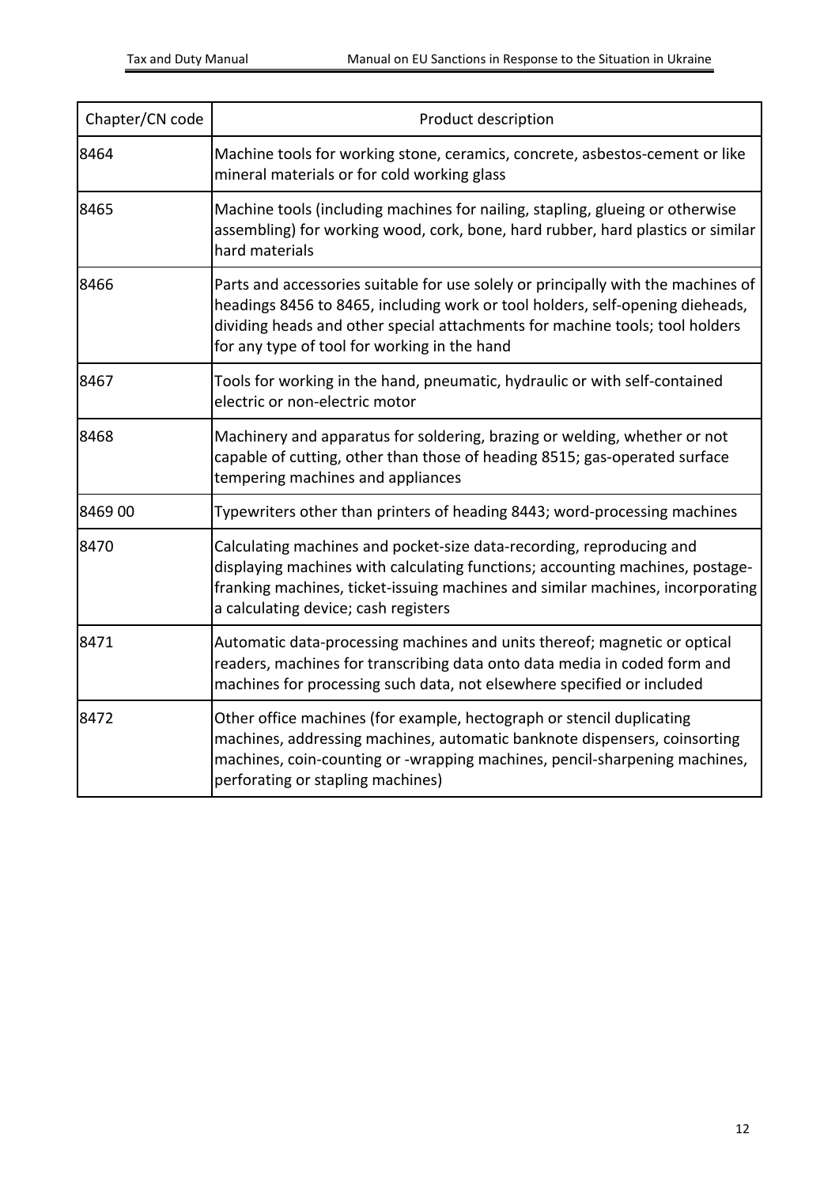| Chapter/CN code | Product description |
| --- | --- |
| 8464 | Machine tools for working stone, ceramics, concrete, asbestos-cement or like mineral materials or for cold working glass |
| 8465 | Machine tools (including machines for nailing, stapling, glueing or otherwise assembling) for working wood, cork, bone, hard rubber, hard plastics or similar hard materials |
| 8466 | Parts and accessories suitable for use solely or principally with the machines of headings 8456 to 8465, including work or tool holders, self-opening dieheads, dividing heads and other special attachments for machine tools; tool holders for any type of tool for working in the hand |
| 8467 | Tools for working in the hand, pneumatic, hydraulic or with self-contained electric or non-electric motor |
| 8468 | Machinery and apparatus for soldering, brazing or welding, whether or not capable of cutting, other than those of heading 8515; gas-operated surface tempering machines and appliances |
| 8469 00 | Typewriters other than printers of heading 8443; word-processing machines |
| 8470 | Calculating machines and pocket-size data-recording, reproducing and displaying machines with calculating functions; accounting machines, postage-franking machines, ticket-issuing machines and similar machines, incorporating a calculating device; cash registers |
| 8471 | Automatic data-processing machines and units thereof; magnetic or optical readers, machines for transcribing data onto data media in coded form and machines for processing such data, not elsewhere specified or included |
| 8472 | Other office machines (for example, hectograph or stencil duplicating machines, addressing machines, automatic banknote dispensers, coinsorting machines, coin-counting or -wrapping machines, pencil-sharpening machines, perforating or stapling machines) |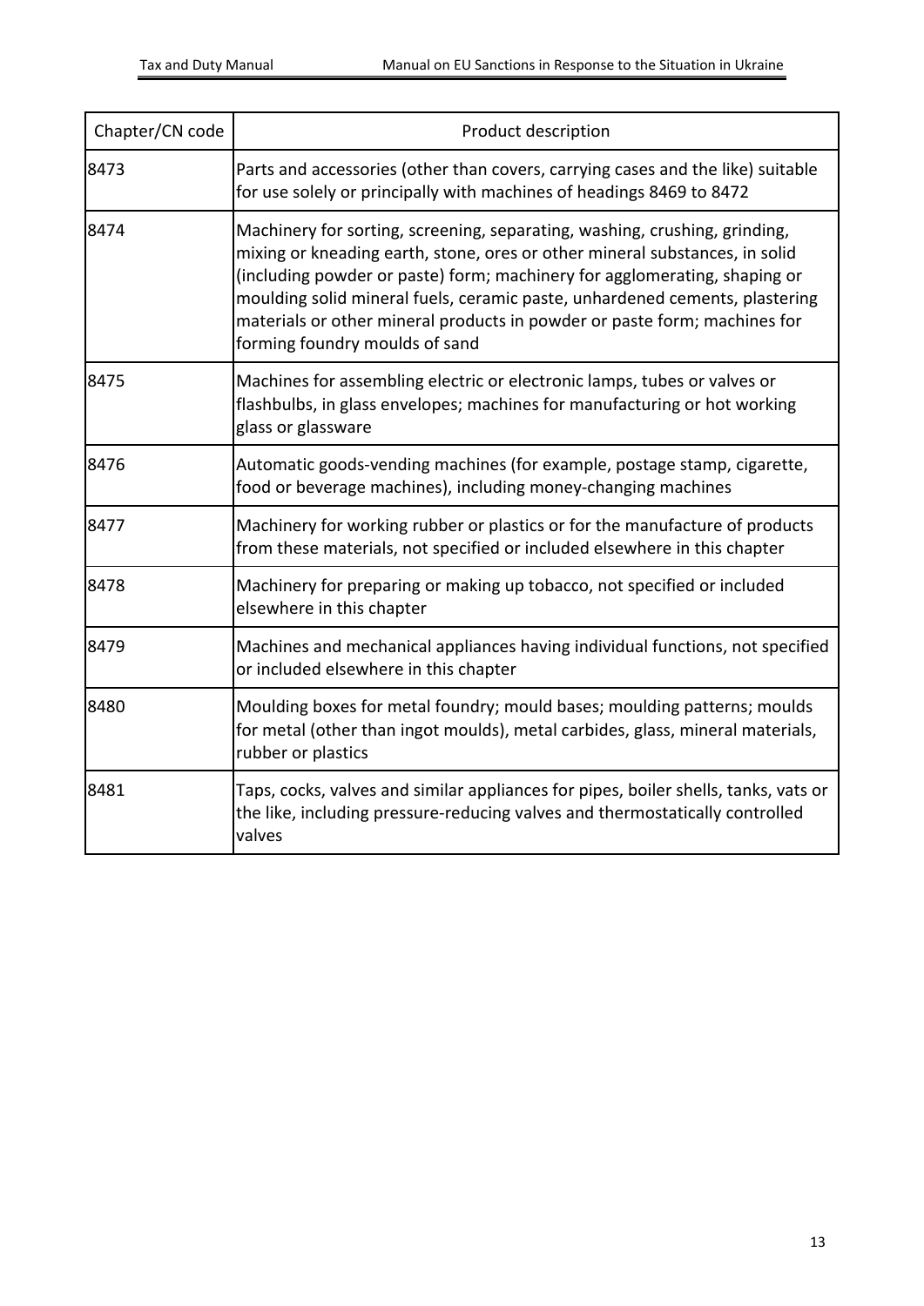| Chapter/CN code | Product description |
|---|---|
| 8473 | Parts and accessories (other than covers, carrying cases and the like) suitable for use solely or principally with machines of headings 8469 to 8472 |
| 8474 | Machinery for sorting, screening, separating, washing, crushing, grinding, mixing or kneading earth, stone, ores or other mineral substances, in solid (including powder or paste) form; machinery for agglomerating, shaping or moulding solid mineral fuels, ceramic paste, unhardened cements, plastering materials or other mineral products in powder or paste form; machines for forming foundry moulds of sand |
| 8475 | Machines for assembling electric or electronic lamps, tubes or valves or flashbulbs, in glass envelopes; machines for manufacturing or hot working glass or glassware |
| 8476 | Automatic goods-vending machines (for example, postage stamp, cigarette, food or beverage machines), including money-changing machines |
| 8477 | Machinery for working rubber or plastics or for the manufacture of products from these materials, not specified or included elsewhere in this chapter |
| 8478 | Machinery for preparing or making up tobacco, not specified or included elsewhere in this chapter |
| 8479 | Machines and mechanical appliances having individual functions, not specified or included elsewhere in this chapter |
| 8480 | Moulding boxes for metal foundry; mould bases; moulding patterns; moulds for metal (other than ingot moulds), metal carbides, glass, mineral materials, rubber or plastics |
| 8481 | Taps, cocks, valves and similar appliances for pipes, boiler shells, tanks, vats or the like, including pressure-reducing valves and thermostatically controlled valves |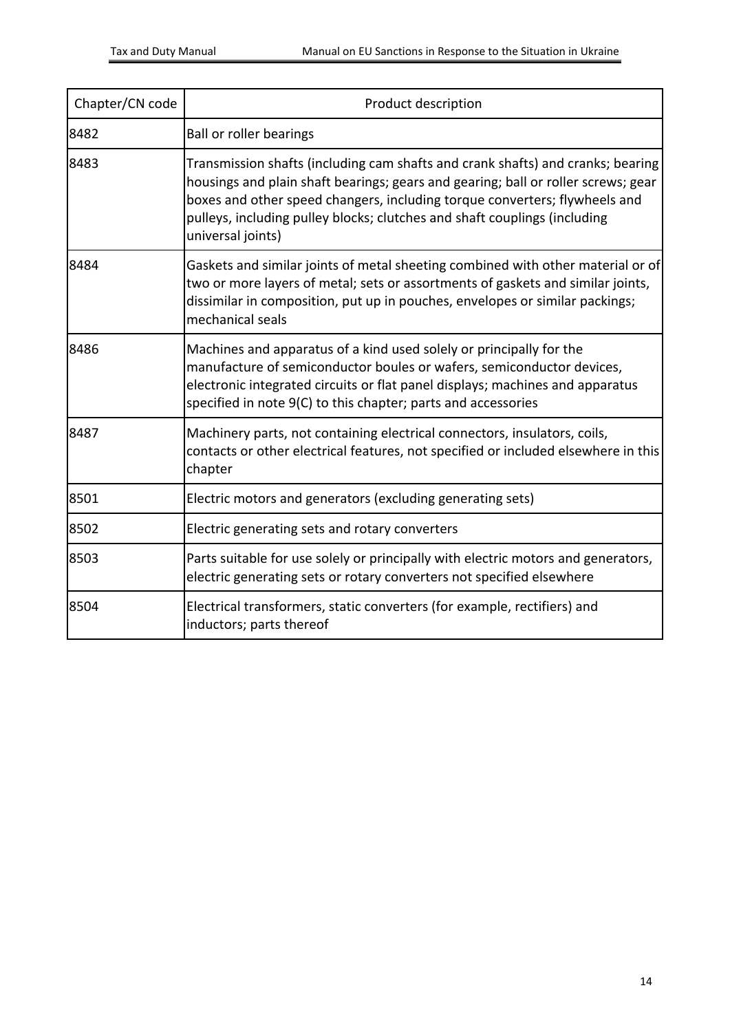| Chapter/CN code | Product description |
| --- | --- |
| 8482 | Ball or roller bearings |
| 8483 | Transmission shafts (including cam shafts and crank shafts) and cranks; bearing housings and plain shaft bearings; gears and gearing; ball or roller screws; gear boxes and other speed changers, including torque converters; flywheels and pulleys, including pulley blocks; clutches and shaft couplings (including universal joints) |
| 8484 | Gaskets and similar joints of metal sheeting combined with other material or of two or more layers of metal; sets or assortments of gaskets and similar joints, dissimilar in composition, put up in pouches, envelopes or similar packings; mechanical seals |
| 8486 | Machines and apparatus of a kind used solely or principally for the manufacture of semiconductor boules or wafers, semiconductor devices, electronic integrated circuits or flat panel displays; machines and apparatus specified in note 9(C) to this chapter; parts and accessories |
| 8487 | Machinery parts, not containing electrical connectors, insulators, coils, contacts or other electrical features, not specified or included elsewhere in this chapter |
| 8501 | Electric motors and generators (excluding generating sets) |
| 8502 | Electric generating sets and rotary converters |
| 8503 | Parts suitable for use solely or principally with electric motors and generators, electric generating sets or rotary converters not specified elsewhere |
| 8504 | Electrical transformers, static converters (for example, rectifiers) and inductors; parts thereof |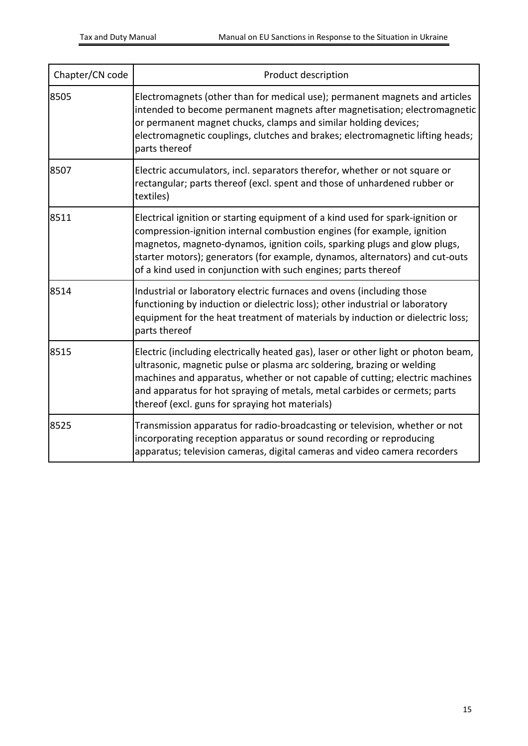| Chapter/CN code | Product description |
|---|---|
| 8505 | Electromagnets (other than for medical use); permanent magnets and articles intended to become permanent magnets after magnetisation; electromagnetic or permanent magnet chucks, clamps and similar holding devices; electromagnetic couplings, clutches and brakes; electromagnetic lifting heads; parts thereof |
| 8507 | Electric accumulators, incl. separators therefor, whether or not square or rectangular; parts thereof (excl. spent and those of unhardened rubber or textiles) |
| 8511 | Electrical ignition or starting equipment of a kind used for spark-ignition or compression-ignition internal combustion engines (for example, ignition magnetos, magneto-dynamos, ignition coils, sparking plugs and glow plugs, starter motors); generators (for example, dynamos, alternators) and cut-outs of a kind used in conjunction with such engines; parts thereof |
| 8514 | Industrial or laboratory electric furnaces and ovens (including those functioning by induction or dielectric loss); other industrial or laboratory equipment for the heat treatment of materials by induction or dielectric loss; parts thereof |
| 8515 | Electric (including electrically heated gas), laser or other light or photon beam, ultrasonic, magnetic pulse or plasma arc soldering, brazing or welding machines and apparatus, whether or not capable of cutting; electric machines and apparatus for hot spraying of metals, metal carbides or cermets; parts thereof (excl. guns for spraying hot materials) |
| 8525 | Transmission apparatus for radio-broadcasting or television, whether or not incorporating reception apparatus or sound recording or reproducing apparatus; television cameras, digital cameras and video camera recorders |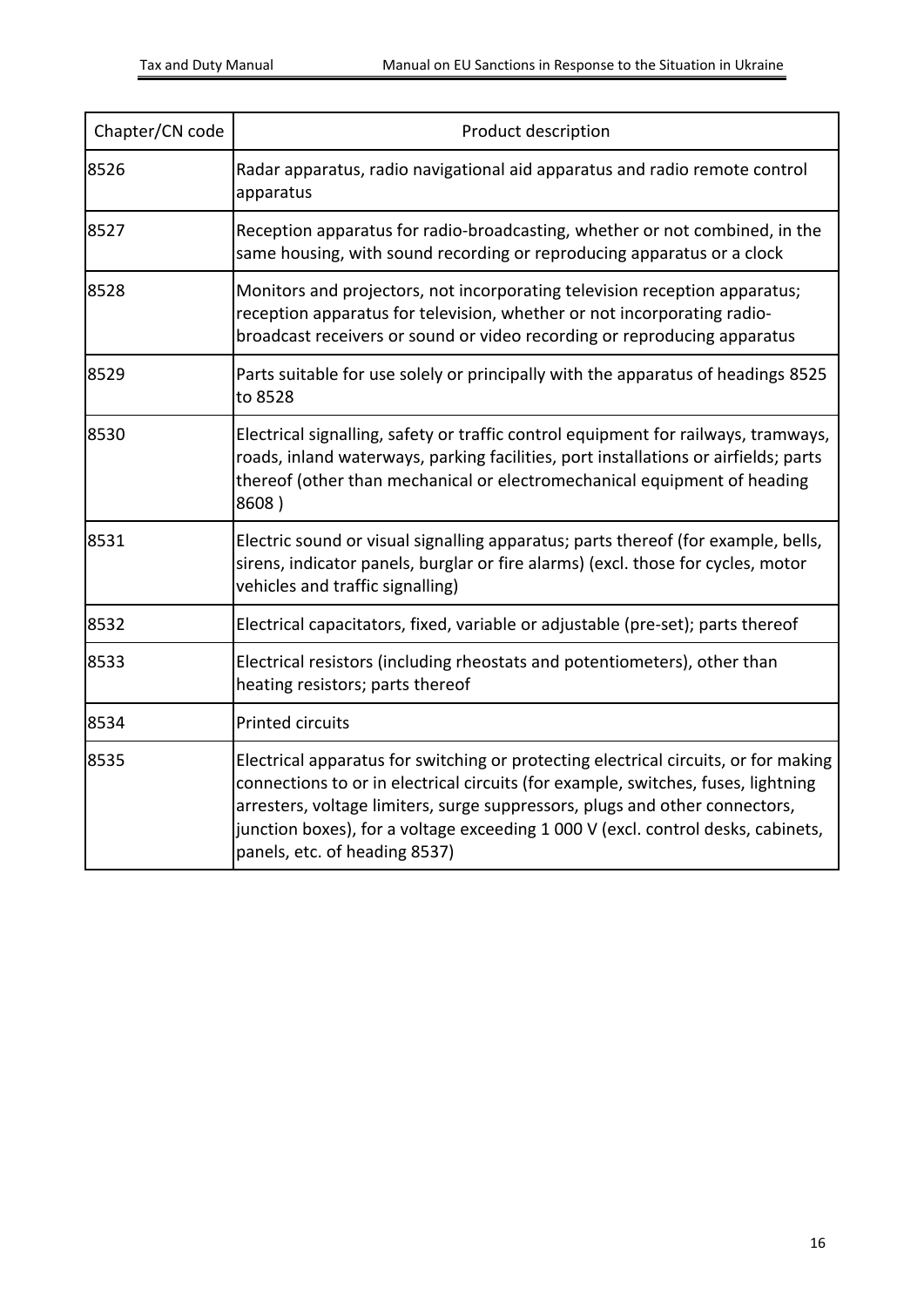| Chapter/CN code | Product description |
| --- | --- |
| 8526 | Radar apparatus, radio navigational aid apparatus and radio remote control apparatus |
| 8527 | Reception apparatus for radio-broadcasting, whether or not combined, in the same housing, with sound recording or reproducing apparatus or a clock |
| 8528 | Monitors and projectors, not incorporating television reception apparatus; reception apparatus for television, whether or not incorporating radio-broadcast receivers or sound or video recording or reproducing apparatus |
| 8529 | Parts suitable for use solely or principally with the apparatus of headings 8525 to 8528 |
| 8530 | Electrical signalling, safety or traffic control equipment for railways, tramways, roads, inland waterways, parking facilities, port installations or airfields; parts thereof (other than mechanical or electromechanical equipment of heading 8608 ) |
| 8531 | Electric sound or visual signalling apparatus; parts thereof (for example, bells, sirens, indicator panels, burglar or fire alarms) (excl. those for cycles, motor vehicles and traffic signalling) |
| 8532 | Electrical capacitators, fixed, variable or adjustable (pre-set); parts thereof |
| 8533 | Electrical resistors (including rheostats and potentiometers), other than heating resistors; parts thereof |
| 8534 | Printed circuits |
| 8535 | Electrical apparatus for switching or protecting electrical circuits, or for making connections to or in electrical circuits (for example, switches, fuses, lightning arresters, voltage limiters, surge suppressors, plugs and other connectors, junction boxes), for a voltage exceeding 1 000 V (excl. control desks, cabinets, panels, etc. of heading 8537) |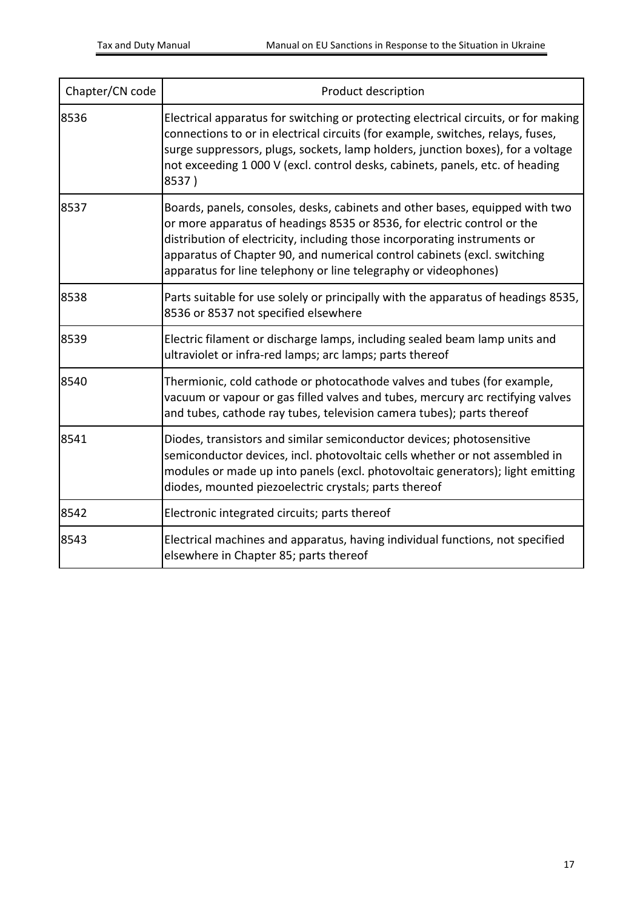| Chapter/CN code | Product description |
| --- | --- |
| 8536 | Electrical apparatus for switching or protecting electrical circuits, or for making connections to or in electrical circuits (for example, switches, relays, fuses, surge suppressors, plugs, sockets, lamp holders, junction boxes), for a voltage not exceeding 1 000 V (excl. control desks, cabinets, panels, etc. of heading 8537 ) |
| 8537 | Boards, panels, consoles, desks, cabinets and other bases, equipped with two or more apparatus of headings 8535 or 8536, for electric control or the distribution of electricity, including those incorporating instruments or apparatus of Chapter 90, and numerical control cabinets (excl. switching apparatus for line telephony or line telegraphy or videophones) |
| 8538 | Parts suitable for use solely or principally with the apparatus of headings 8535, 8536 or 8537 not specified elsewhere |
| 8539 | Electric filament or discharge lamps, including sealed beam lamp units and ultraviolet or infra-red lamps; arc lamps; parts thereof |
| 8540 | Thermionic, cold cathode or photocathode valves and tubes (for example, vacuum or vapour or gas filled valves and tubes, mercury arc rectifying valves and tubes, cathode ray tubes, television camera tubes); parts thereof |
| 8541 | Diodes, transistors and similar semiconductor devices; photosensitive semiconductor devices, incl. photovoltaic cells whether or not assembled in modules or made up into panels (excl. photovoltaic generators); light emitting diodes, mounted piezoelectric crystals; parts thereof |
| 8542 | Electronic integrated circuits; parts thereof |
| 8543 | Electrical machines and apparatus, having individual functions, not specified elsewhere in Chapter 85; parts thereof |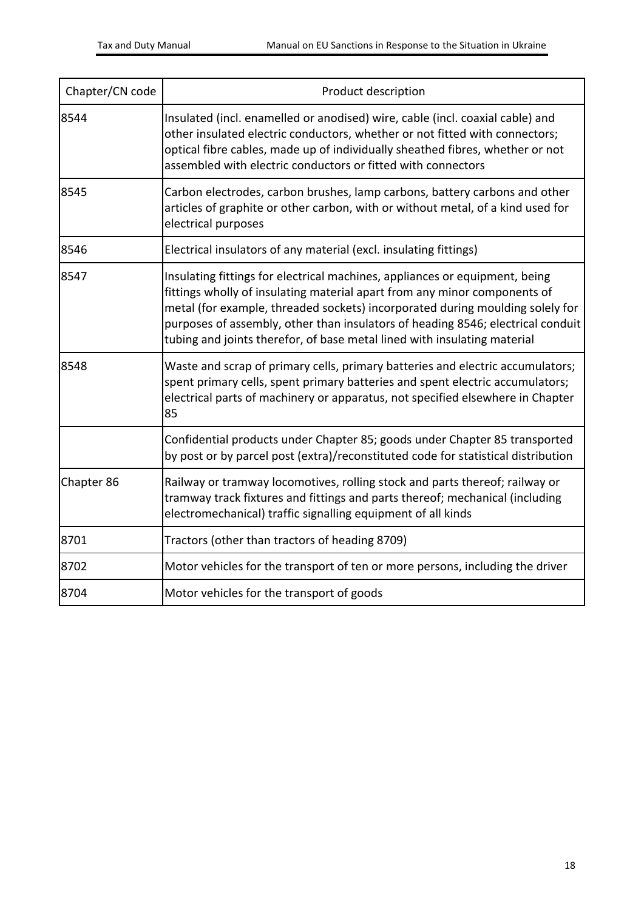| Chapter/CN code | Product description |
| --- | --- |
| 8544 | Insulated (incl. enamelled or anodised) wire, cable (incl. coaxial cable) and other insulated electric conductors, whether or not fitted with connectors; optical fibre cables, made up of individually sheathed fibres, whether or not assembled with electric conductors or fitted with connectors |
| 8545 | Carbon electrodes, carbon brushes, lamp carbons, battery carbons and other articles of graphite or other carbon, with or without metal, of a kind used for electrical purposes |
| 8546 | Electrical insulators of any material (excl. insulating fittings) |
| 8547 | Insulating fittings for electrical machines, appliances or equipment, being fittings wholly of insulating material apart from any minor components of metal (for example, threaded sockets) incorporated during moulding solely for purposes of assembly, other than insulators of heading 8546; electrical conduit tubing and joints therefor, of base metal lined with insulating material |
| 8548 | Waste and scrap of primary cells, primary batteries and electric accumulators; spent primary cells, spent primary batteries and spent electric accumulators; electrical parts of machinery or apparatus, not specified elsewhere in Chapter 85 |
| | Confidential products under Chapter 85; goods under Chapter 85 transported by post or by parcel post (extra)/reconstituted code for statistical distribution |
| Chapter 86 | Railway or tramway locomotives, rolling stock and parts thereof; railway or tramway track fixtures and fittings and parts thereof; mechanical (including electromechanical) traffic signalling equipment of all kinds |
| 8701 | Tractors (other than tractors of heading 8709) |
| 8702 | Motor vehicles for the transport of ten or more persons, including the driver |
| 8704 | Motor vehicles for the transport of goods |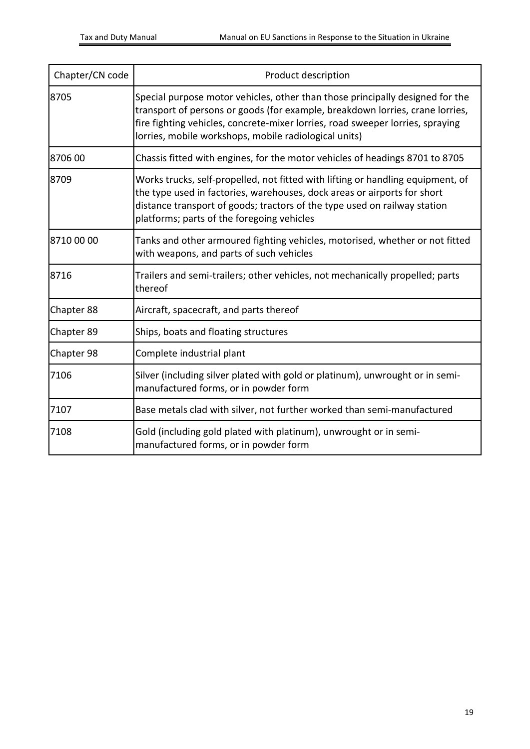| Chapter/CN code | Product description |
|---|---|
| 8705 | Special purpose motor vehicles, other than those principally designed for the transport of persons or goods (for example, breakdown lorries, crane lorries, fire fighting vehicles, concrete-mixer lorries, road sweeper lorries, spraying lorries, mobile workshops, mobile radiological units) |
| 8706 00 | Chassis fitted with engines, for the motor vehicles of headings 8701 to 8705 |
| 8709 | Works trucks, self-propelled, not fitted with lifting or handling equipment, of the type used in factories, warehouses, dock areas or airports for short distance transport of goods; tractors of the type used on railway station platforms; parts of the foregoing vehicles |
| 8710 00 00 | Tanks and other armoured fighting vehicles, motorised, whether or not fitted with weapons, and parts of such vehicles |
| 8716 | Trailers and semi-trailers; other vehicles, not mechanically propelled; parts thereof |
| Chapter 88 | Aircraft, spacecraft, and parts thereof |
| Chapter 89 | Ships, boats and floating structures |
| Chapter 98 | Complete industrial plant |
| 7106 | Silver (including silver plated with gold or platinum), unwrought or in semi-manufactured forms, or in powder form |
| 7107 | Base metals clad with silver, not further worked than semi-manufactured |
| 7108 | Gold (including gold plated with platinum), unwrought or in semi-manufactured forms, or in powder form |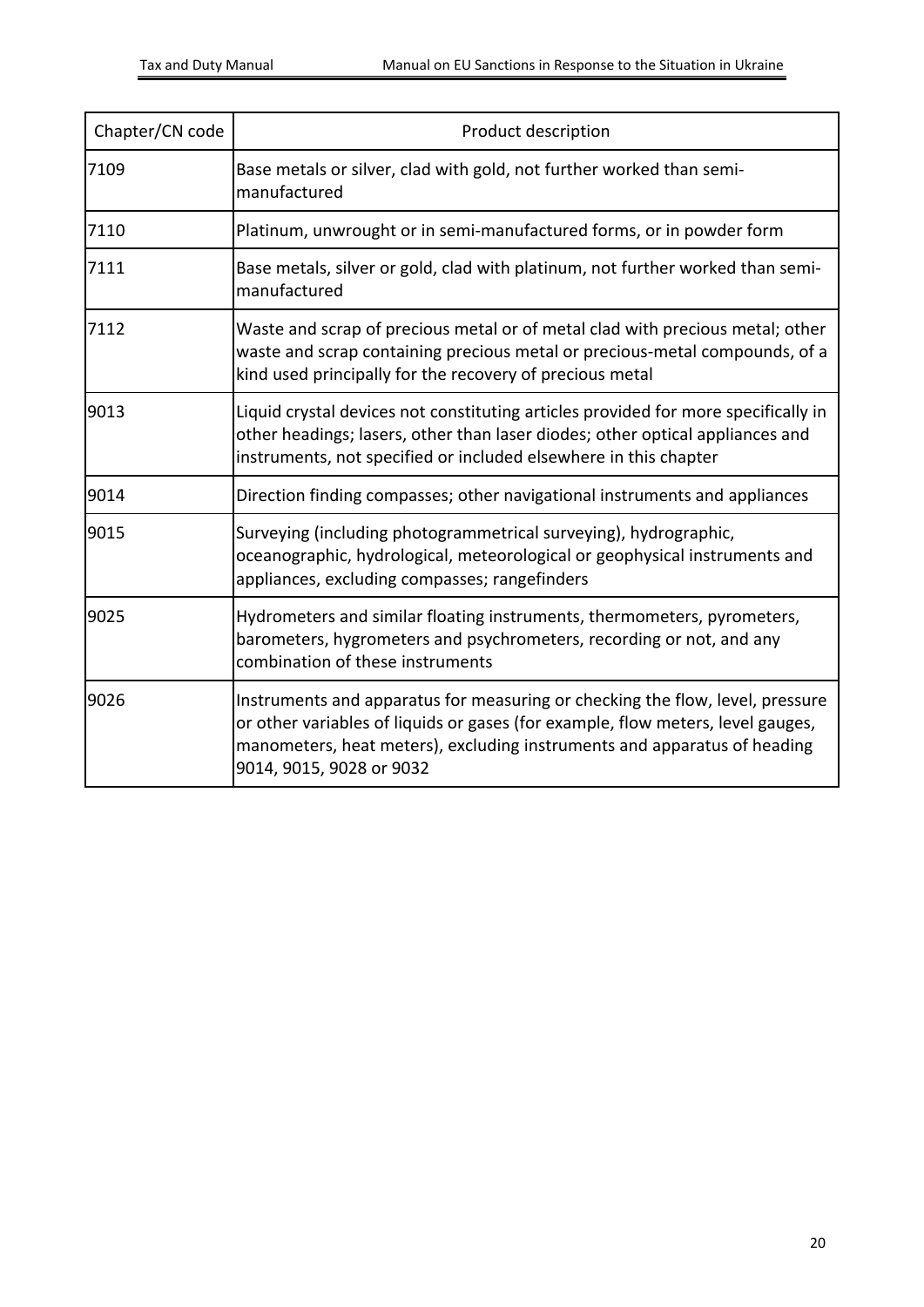| Chapter/CN code | Product description |
|---|---|
| 7109 | Base metals or silver, clad with gold, not further worked than semi-manufactured |
| 7110 | Platinum, unwrought or in semi-manufactured forms, or in powder form |
| 7111 | Base metals, silver or gold, clad with platinum, not further worked than semi-manufactured |
| 7112 | Waste and scrap of precious metal or of metal clad with precious metal; other waste and scrap containing precious metal or precious-metal compounds, of a kind used principally for the recovery of precious metal |
| 9013 | Liquid crystal devices not constituting articles provided for more specifically in other headings; lasers, other than laser diodes; other optical appliances and instruments, not specified or included elsewhere in this chapter |
| 9014 | Direction finding compasses; other navigational instruments and appliances |
| 9015 | Surveying (including photogrammetrical surveying), hydrographic, oceanographic, hydrological, meteorological or geophysical instruments and appliances, excluding compasses; rangefinders |
| 9025 | Hydrometers and similar floating instruments, thermometers, pyrometers, barometers, hygrometers and psychrometers, recording or not, and any combination of these instruments |
| 9026 | Instruments and apparatus for measuring or checking the flow, level, pressure or other variables of liquids or gases (for example, flow meters, level gauges, manometers, heat meters), excluding instruments and apparatus of heading 9014, 9015, 9028 or 9032 |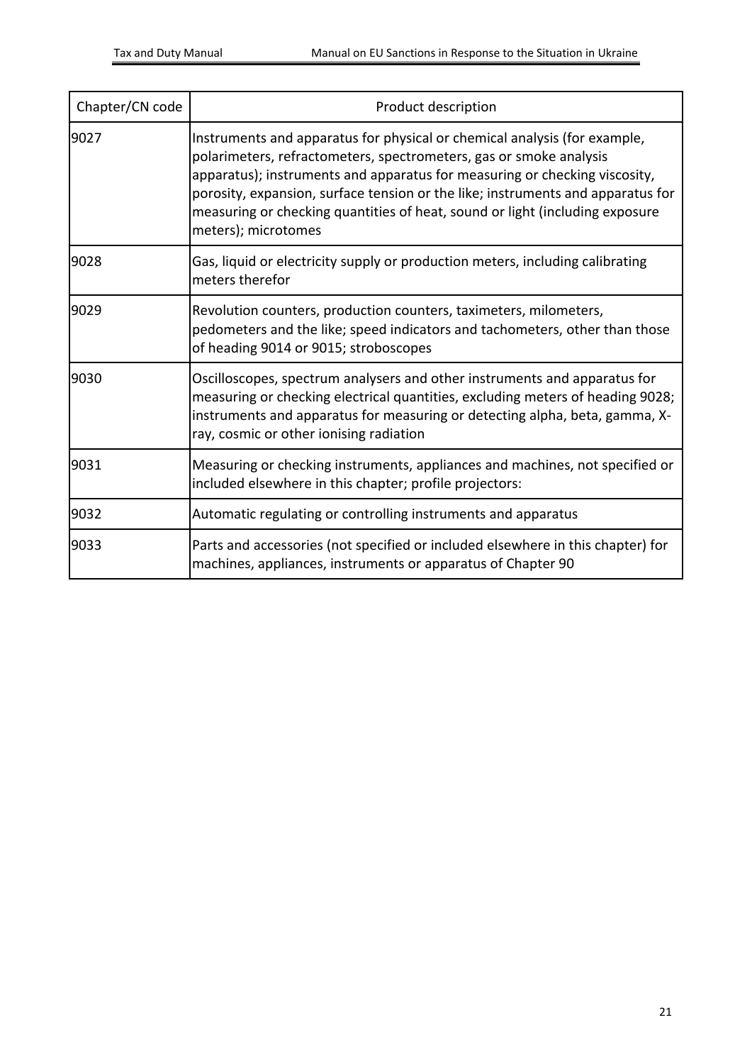| Chapter/CN code | Product description |
| --- | --- |
| 9027 | Instruments and apparatus for physical or chemical analysis (for example, polarimeters, refractometers, spectrometers, gas or smoke analysis apparatus); instruments and apparatus for measuring or checking viscosity, porosity, expansion, surface tension or the like; instruments and apparatus for measuring or checking quantities of heat, sound or light (including exposure meters); microtomes |
| 9028 | Gas, liquid or electricity supply or production meters, including calibrating meters therefor |
| 9029 | Revolution counters, production counters, taximeters, milometers, pedometers and the like; speed indicators and tachometers, other than those of heading 9014 or 9015; stroboscopes |
| 9030 | Oscilloscopes, spectrum analysers and other instruments and apparatus for measuring or checking electrical quantities, excluding meters of heading 9028; instruments and apparatus for measuring or detecting alpha, beta, gamma, X-ray, cosmic or other ionising radiation |
| 9031 | Measuring or checking instruments, appliances and machines, not specified or included elsewhere in this chapter; profile projectors: |
| 9032 | Automatic regulating or controlling instruments and apparatus |
| 9033 | Parts and accessories (not specified or included elsewhere in this chapter) for machines, appliances, instruments or apparatus of Chapter 90 |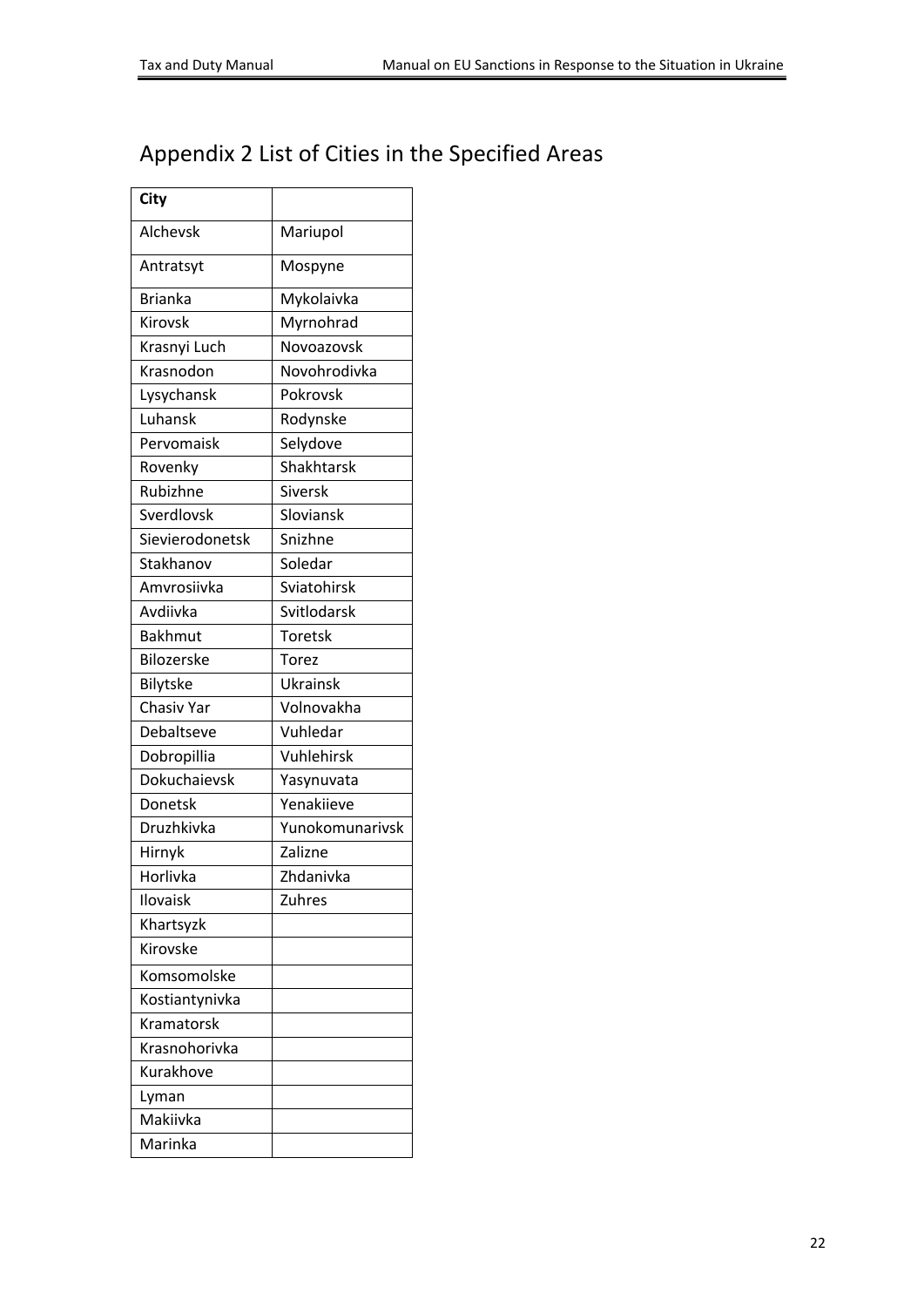# Appendix 2 List of Cities in the Specified Areas

| City | |
|---|---|
| Alchevsk | Mariupol |
| Antratsyt | Mospyne |
| Brianka | Mykolaivka |
| Kirovsk | Myrnohrad |
| Krasnyi Luch | Novoazovsk |
| Krasnodon | Novohrodivka |
| Lysychansk | Pokrovsk |
| Luhansk | Rodynske |
| Pervomaisk | Selydove |
| Rovenky | Shakhtarsk |
| Rubizhne | Siversk |
| Sverdlovsk | Sloviansk |
| Sievierodonetsk | Snizhne |
| Stakhanov | Soledar |
| Amvrosiivka | Sviatohirsk |
| Avdiivka | Svitlodarsk |
| Bakhmut | Toretsk |
| Bilozerske | Torez |
| Bilytske | Ukrainsk |
| Chasiv Yar | Volnovakha |
| Debaltseve | Vuhledar |
| Dobropillia | Vuhlehirsk |
| Dokuchaievsk | Yasynuvata |
| Donetsk | Yenakiieve |
| Druzhkivka | Yunokomunarivsk |
| Hirnyk | Zalizne |
| Horlivka | Zhdanivka |
| Ilovaisk | Zuhres |
| Khartsyzk | |
| Kirovske | |
| Komsomolske | |
| Kostiantynivka | |
| Kramatorsk | |
| Krasnohorivka | |
| Kurakhove | |
| Lyman | |
| Makiivka | |
| Marinka | |